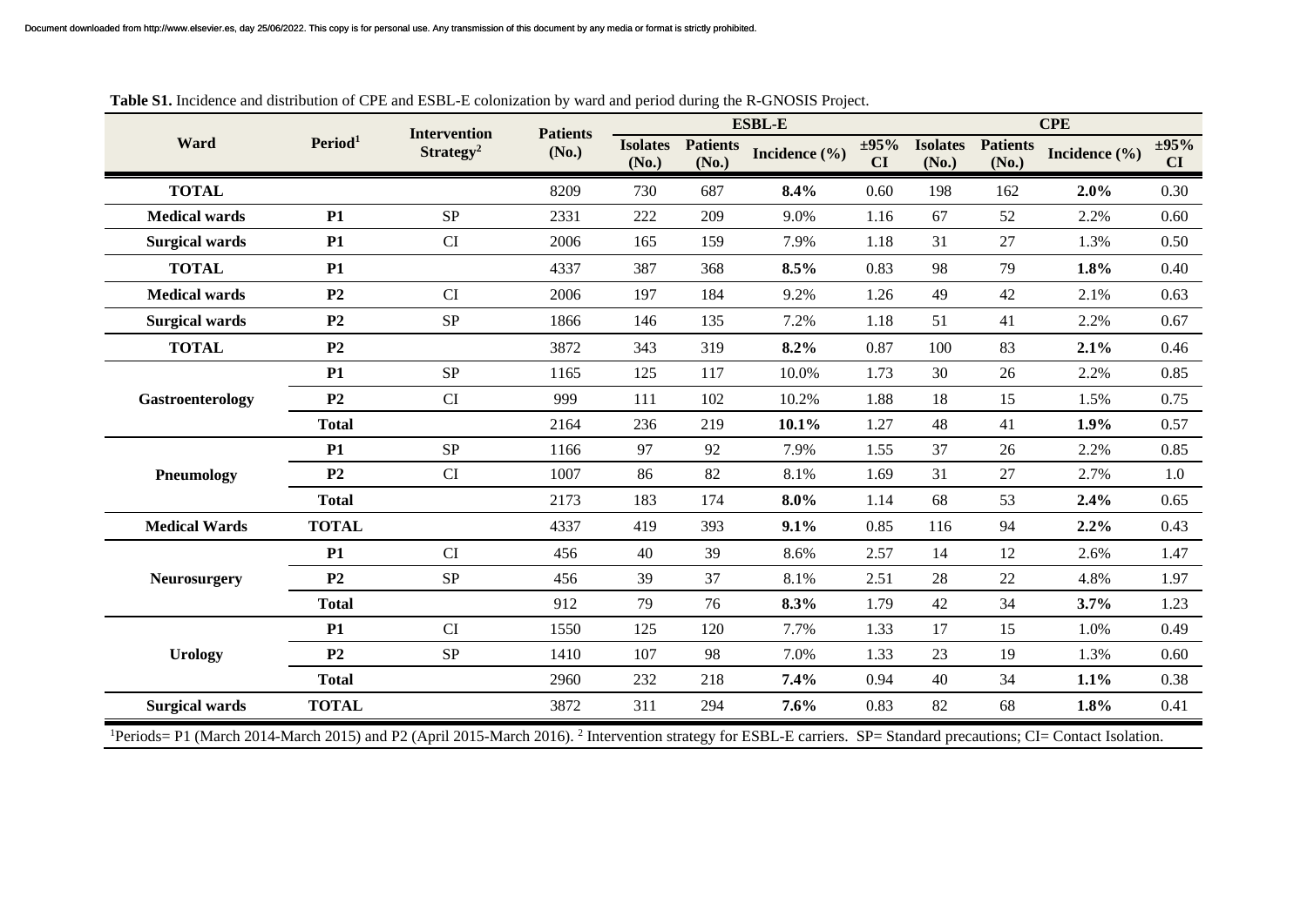**Table S1.** Incidence and distribution of CPE and ESBL-E colonization by ward and period during the R-GNOSIS Project.

| Ward | Period[1] | Intervention Strategy[2] | Patients (No.) | ESBL-E | | | | CPE | | | |
|---|---|---|---|---|---|---|---|---|---|---|---|
| | | | | Isolates (No.) | Patients (No.) | Incidence (%) | ±95% CI | Isolates (No.) | Patients (No.) | Incidence (%) | ±95% CI |
| **TOTAL** | | | 8209 | 730 | 687 | **8.4%** | 0.60 | 198 | 162 | **2.0%** | 0.30 |
| **Medical wards** | **P1** | SP | 2331 | 222 | 209 | 9.0% | 1.16 | 67 | 52 | 2.2% | 0.60 |
| **Surgical wards** | **P1** | CI | 2006 | 165 | 159 | 7.9% | 1.18 | 31 | 27 | 1.3% | 0.50 |
| **TOTAL** | **P1** | | 4337 | 387 | 368 | **8.5%** | 0.83 | 98 | 79 | **1.8%** | 0.40 |
| **Medical wards** | **P2** | CI | 2006 | 197 | 184 | 9.2% | 1.26 | 49 | 42 | 2.1% | 0.63 |
| **Surgical wards** | **P2** | SP | 1866 | 146 | 135 | 7.2% | 1.18 | 51 | 41 | 2.2% | 0.67 |
| **TOTAL** | **P2** | | 3872 | 343 | 319 | **8.2%** | 0.87 | 100 | 83 | **2.1%** | 0.46 |
| **Gastroenterology** | **P1** | SP | 1165 | 125 | 117 | 10.0% | 1.73 | 30 | 26 | 2.2% | 0.85 |
| | **P2** | CI | 999 | 111 | 102 | 10.2% | 1.88 | 18 | 15 | 1.5% | 0.75 |
| | **Total** | | 2164 | 236 | 219 | **10.1%** | 1.27 | 48 | 41 | **1.9%** | 0.57 |
| **Pneumology** | **P1** | SP | 1166 | 97 | 92 | 7.9% | 1.55 | 37 | 26 | 2.2% | 0.85 |
| | **P2** | CI | 1007 | 86 | 82 | 8.1% | 1.69 | 31 | 27 | 2.7% | 1.0 |
| | **Total** | | 2173 | 183 | 174 | **8.0%** | 1.14 | 68 | 53 | **2.4%** | 0.65 |
| **Medical Wards** | **TOTAL** | | 4337 | 419 | 393 | **9.1%** | 0.85 | 116 | 94 | **2.2%** | 0.43 |
| **Neurosurgery** | **P1** | CI | 456 | 40 | 39 | 8.6% | 2.57 | 14 | 12 | 2.6% | 1.47 |
| | **P2** | SP | 456 | 39 | 37 | 8.1% | 2.51 | 28 | 22 | 4.8% | 1.97 |
| | **Total** | | 912 | 79 | 76 | **8.3%** | 1.79 | 42 | 34 | **3.7%** | 1.23 |
| **Urology** | **P1** | CI | 1550 | 125 | 120 | 7.7% | 1.33 | 17 | 15 | 1.0% | 0.49 |
| | **P2** | SP | 1410 | 107 | 98 | 7.0% | 1.33 | 23 | 19 | 1.3% | 0.60 |
| | **Total** | | 2960 | 232 | 218 | **7.4%** | 0.94 | 40 | 34 | **1.1%** | 0.38 |
| **Surgical wards** | **TOTAL** | | 3872 | 311 | 294 | **7.6%** | 0.83 | 82 | 68 | **1.8%** | 0.41 |

[1]Periods= P1 (March 2014-March 2015) and P2 (April 2015-March 2016). [2] Intervention strategy for ESBL-E carriers. SP= Standard precautions; CI= Contact Isolation.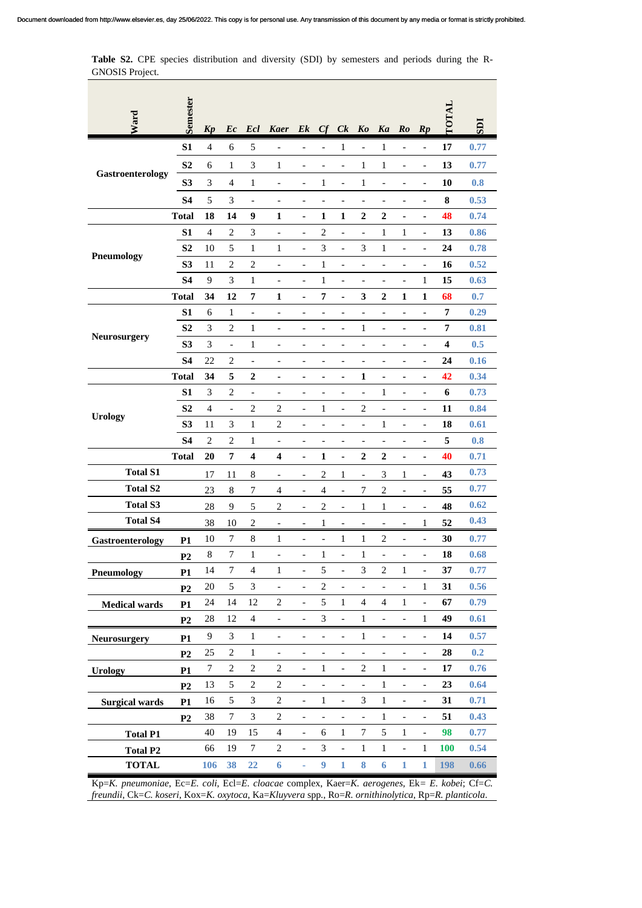**Table S2.** CPE species distribution and diversity (SDI) by semesters and periods during the R-GNOSIS Project.

| Ward | Semester | *Kp* | *Ec* | *Ecl* | *Kaer* | *Ek* | *Cf* | *Ck* | *Ko* | *Ka* | *Ro* | *Rp* | TOTAL | SDI |
|---|---|---|---|---|---|---|---|---|---|---|---|---|---|---|
| Gastroenterology | **S1** | 4 | 6 | 5 | - | - | - | 1 | - | 1 | - | - | **17** | **0.77** |
| | **S2** | 6 | 1 | 3 | 1 | - | - | - | 1 | 1 | - | - | **13** | **0.77** |
| | **S3** | 3 | 4 | 1 | - | - | 1 | - | 1 | - | - | - | **10** | **0.8** |
| | **S4** | 5 | 3 | - | - | - | - | - | - | - | - | - | **8** | **0.53** |
| | **Total** | **18** | **14** | **9** | **1** | **-** | **1** | **1** | **2** | **2** | **-** | **-** | **48** | **0.74** |
| Pneumology | **S1** | 4 | 2 | 3 | - | - | 2 | - | - | 1 | 1 | - | **13** | **0.86** |
| | **S2** | 10 | 5 | 1 | 1 | - | 3 | - | 3 | 1 | - | - | **24** | **0.78** |
| | **S3** | 11 | 2 | 2 | - | - | 1 | - | - | - | - | - | **16** | **0.52** |
| | **S4** | 9 | 3 | 1 | - | - | 1 | - | - | - | - | 1 | **15** | **0.63** |
| | **Total** | **34** | **12** | **7** | **1** | **-** | **7** | **-** | **3** | **2** | **1** | **1** | **68** | **0.7** |
| Neurosurgery | **S1** | 6 | 1 | - | - | - | - | - | - | - | - | - | **7** | **0.29** |
| | **S2** | 3 | 2 | 1 | - | - | - | - | 1 | - | - | - | **7** | **0.81** |
| | **S3** | 3 | - | 1 | - | - | - | - | - | - | - | - | **4** | **0.5** |
| | **S4** | 22 | 2 | - | - | - | - | - | - | - | - | - | **24** | **0.16** |
| | **Total** | **34** | **5** | **2** | **-** | **-** | **-** | **-** | **1** | **-** | **-** | **-** | **42** | **0.34** |
| Urology | **S1** | 3 | 2 | - | - | - | - | - | - | 1 | - | - | **6** | **0.73** |
| | **S2** | 4 | - | 2 | 2 | - | 1 | - | 2 | - | - | - | **11** | **0.84** |
| | **S3** | 11 | 3 | 1 | 2 | - | - | - | - | 1 | - | - | **18** | **0.61** |
| | **S4** | 2 | 2 | 1 | - | - | - | - | - | - | - | - | **5** | **0.8** |
| | **Total** | **20** | **7** | **4** | **4** | **-** | **1** | **-** | **2** | **2** | **-** | **-** | **40** | **0.71** |
| **Total S1** | | 17 | 11 | 8 | - | - | 2 | 1 | - | 3 | 1 | - | **43** | **0.73** |
| **Total S2** | | 23 | 8 | 7 | 4 | - | 4 | - | 7 | 2 | - | - | **55** | **0.77** |
| **Total S3** | | 28 | 9 | 5 | 2 | - | 2 | - | 1 | 1 | - | - | **48** | **0.62** |
| **Total S4** | | 38 | 10 | 2 | - | - | 1 | - | - | - | - | 1 | **52** | **0.43** |
| **Gastroenterology** | **P1** | 10 | 7 | 8 | 1 | - | - | 1 | 1 | 2 | - | - | **30** | **0.77** |
| | **P2** | 8 | 7 | 1 | - | - | 1 | - | 1 | - | - | - | **18** | **0.68** |
| **Pneumology** | **P1** | 14 | 7 | 4 | 1 | - | 5 | - | 3 | 2 | 1 | - | **37** | **0.77** |
| | **P2** | 20 | 5 | 3 | - | - | 2 | - | - | - | - | 1 | **31** | **0.56** |
| **Medical wards** | **P1** | 24 | 14 | 12 | 2 | - | 5 | 1 | 4 | 4 | 1 | - | **67** | **0.79** |
| | **P2** | 28 | 12 | 4 | - | - | 3 | - | 1 | - | - | 1 | **49** | **0.61** |
| **Neurosurgery** | **P1** | 9 | 3 | 1 | - | - | - | - | 1 | - | - | - | **14** | **0.57** |
| | **P2** | 25 | 2 | 1 | - | - | - | - | - | - | - | - | **28** | **0.2** |
| **Urology** | **P1** | 7 | 2 | 2 | 2 | - | 1 | - | 2 | 1 | - | - | **17** | **0.76** |
| | **P2** | 13 | 5 | 2 | 2 | - | - | - | - | 1 | - | - | **23** | **0.64** |
| **Surgical wards** | **P1** | 16 | 5 | 3 | 2 | - | 1 | - | 3 | 1 | - | - | **31** | **0.71** |
| | **P2** | 38 | 7 | 3 | 2 | - | - | - | - | 1 | - | - | **51** | **0.43** |
| **Total P1** | | 40 | 19 | 15 | 4 | - | 6 | 1 | 7 | 5 | 1 | - | **98** | **0.77** |
| **Total P2** | | 66 | 19 | 7 | 2 | - | 3 | - | 1 | 1 | - | 1 | **100** | **0.54** |
| **TOTAL** | | **106** | **38** | **22** | **6** | **-** | **9** | **1** | **8** | **6** | **1** | **1** | **198** | **0.66** |

Kp=*K. pneumoniae*, Ec=*E. coli*, Ecl=*E. cloacae* complex, Kaer=*K. aerogenes*, Ek= *E. kobei*; Cf=*C. freundii*, Ck=*C. koseri*, Kox=*K. oxytoca*, Ka=*Kluyvera* spp., Ro=*R. ornithinolytica*, Rp=*R. planticola*.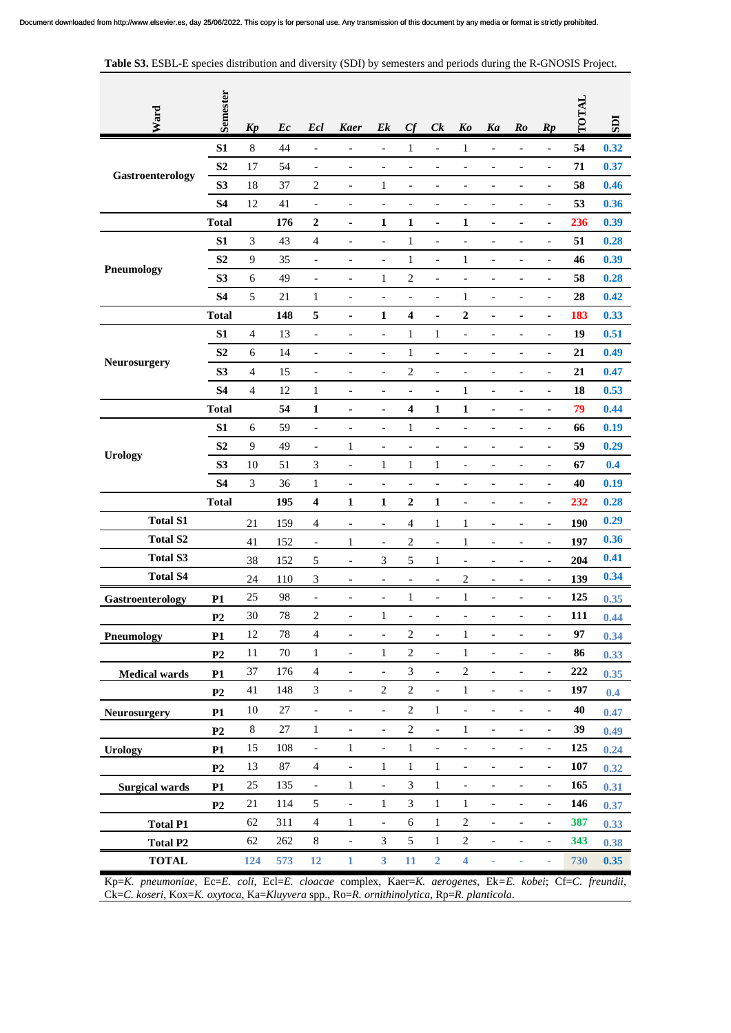**Table S3.** ESBL-E species distribution and diversity (SDI) by semesters and periods during the R-GNOSIS Project.

| Ward | Semester | *Kp* | *Ec* | *Ecl* | *Kaer* | *Ek* | *Cf* | *Ck* | *Ko* | *Ka* | *Ro* | *Rp* | TOTAL | SDI |
|---|---|---|---|---|---|---|---|---|---|---|---|---|---|---|
| **Gastroenterology** | **S1** | 8 | 44 | - | - | - | 1 | - | 1 | - | - | - | **54** | **0.32** |
| | **S2** | 17 | 54 | - | - | - | - | - | - | - | - | - | **71** | **0.37** |
| | **S3** | 18 | 37 | 2 | - | 1 | - | - | - | - | - | - | **58** | **0.46** |
| | **S4** | 12 | 41 | - | - | - | - | - | - | - | - | - | **53** | **0.36** |
| | **Total** | | **176** | **2** | **-** | **1** | **1** | **-** | **1** | **-** | **-** | **-** | **236** | **0.39** |
| **Pneumology** | **S1** | 3 | 43 | 4 | - | - | 1 | - | - | - | - | - | **51** | **0.28** |
| | **S2** | 9 | 35 | - | - | - | 1 | - | 1 | - | - | - | **46** | **0.39** |
| | **S3** | 6 | 49 | - | - | 1 | 2 | - | - | - | - | - | **58** | **0.28** |
| | **S4** | 5 | 21 | 1 | - | - | - | - | 1 | - | - | - | **28** | **0.42** |
| | **Total** | | **148** | **5** | **-** | **1** | **4** | **-** | **2** | **-** | **-** | **-** | **183** | **0.33** |
| **Neurosurgery** | **S1** | 4 | 13 | - | - | - | 1 | 1 | - | - | - | - | **19** | **0.51** |
| | **S2** | 6 | 14 | - | - | - | 1 | - | - | - | - | - | **21** | **0.49** |
| | **S3** | 4 | 15 | - | - | - | 2 | - | - | - | - | - | **21** | **0.47** |
| | **S4** | 4 | 12 | 1 | - | - | - | - | 1 | - | - | - | **18** | **0.53** |
| | **Total** | | **54** | **1** | **-** | **-** | **4** | **1** | **1** | **-** | **-** | **-** | **79** | **0.44** |
| **Urology** | **S1** | 6 | 59 | - | - | - | 1 | - | - | - | - | - | **66** | **0.19** |
| | **S2** | 9 | 49 | - | 1 | - | - | - | - | - | - | - | **59** | **0.29** |
| | **S3** | 10 | 51 | 3 | - | 1 | 1 | 1 | - | - | - | - | **67** | **0.4** |
| | **S4** | 3 | 36 | 1 | - | - | - | - | - | - | - | - | **40** | **0.19** |
| | **Total** | | **195** | **4** | **1** | **1** | **2** | **1** | **-** | **-** | **-** | **-** | **232** | **0.28** |
| **Total S1** | | 21 | 159 | 4 | - | - | 4 | 1 | 1 | - | - | - | **190** | **0.29** |
| **Total S2** | | 41 | 152 | - | 1 | - | 2 | - | 1 | - | - | - | **197** | **0.36** |
| **Total S3** | | 38 | 152 | 5 | - | 3 | 5 | 1 | - | - | - | - | **204** | **0.41** |
| **Total S4** | | 24 | 110 | 3 | - | - | - | - | 2 | - | - | - | **139** | **0.34** |
| **Gastroenterology** | **P1** | 25 | 98 | - | - | - | 1 | - | 1 | - | - | - | **125** | 0.35 |
| | **P2** | 30 | 78 | 2 | - | 1 | - | - | - | - | - | - | **111** | 0.44 |
| **Pneumology** | **P1** | 12 | 78 | 4 | - | - | 2 | - | 1 | - | - | - | **97** | 0.34 |
| | **P2** | 11 | 70 | 1 | - | 1 | 2 | - | 1 | - | - | - | **86** | 0.33 |
| **Medical wards** | **P1** | 37 | 176 | 4 | - | - | 3 | - | 2 | - | - | - | **222** | 0.35 |
| | **P2** | 41 | 148 | 3 | - | 2 | 2 | - | 1 | - | - | - | **197** | 0.4 |
| **Neurosurgery** | **P1** | 10 | 27 | - | - | - | 2 | 1 | - | - | - | - | **40** | 0.47 |
| | **P2** | 8 | 27 | 1 | - | - | 2 | - | 1 | - | - | - | **39** | 0.49 |
| **Urology** | **P1** | 15 | 108 | - | 1 | - | 1 | - | - | - | - | - | **125** | 0.24 |
| | **P2** | 13 | 87 | 4 | - | 1 | 1 | 1 | - | - | - | - | **107** | 0.32 |
| **Surgical wards** | **P1** | 25 | 135 | - | 1 | - | 3 | 1 | - | - | - | - | **165** | 0.31 |
| | **P2** | 21 | 114 | 5 | - | 1 | 3 | 1 | 1 | - | - | - | **146** | 0.37 |
| **Total P1** | | 62 | 311 | 4 | 1 | - | 6 | 1 | 2 | - | - | - | **387** | 0.33 |
| **Total P2** | | 62 | 262 | 8 | - | 3 | 5 | 1 | 2 | - | - | - | **343** | 0.38 |
| **TOTAL** | | **124** | **573** | **12** | **1** | **3** | **11** | **2** | **4** | - | - | - | 730 | **0.35** |

Kp=*K. pneumoniae*, Ec=*E. coli*, Ecl=*E. cloacae* complex, Kaer=*K. aerogenes*, Ek=*E. kobei*; Cf=*C. freundii*, Ck=*C. koseri*, Kox=*K. oxytoca*, Ka=*Kluyvera* spp., Ro=*R. ornithinolytica*, Rp=*R. planticola*.